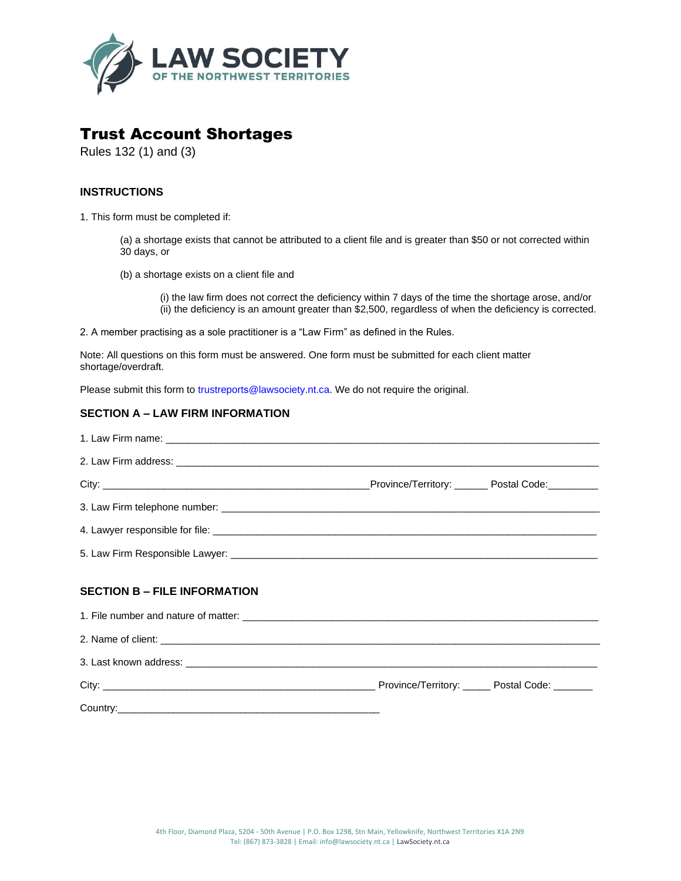LAW SOCIETY
OF THE NORTHWEST TERRITORIES

# Trust Account Shortages

Rules 132 (1) and (3)

### INSTRUCTIONS

1. This form must be completed if:

   (a) a shortage exists that cannot be attributed to a client file and is greater than $50 or not corrected within 30 days, or

   (b) a shortage exists on a client file and

      (i) the law firm does not correct the deficiency within 7 days of the time the shortage arose, and/or
      (ii) the deficiency is an amount greater than $2,500, regardless of when the deficiency is corrected.

2. A member practising as a sole practitioner is a "Law Firm" as defined in the Rules.

Note: All questions on this form must be answered. One form must be submitted for each client matter shortage/overdraft.

Please submit this form to trustreports@lawsociety.nt.ca. We do not require the original.

### SECTION A – LAW FIRM INFORMATION

1. Law Firm name: ____________________________________________

2. Law Firm address: ____________________________________________

City: ______________________________ Province/Territory: ______ Postal Code: _________

3. Law Firm telephone number: ____________________________________________

4. Lawyer responsible for file: ____________________________________________

5. Law Firm Responsible Lawyer: ____________________________________________

### SECTION B – FILE INFORMATION

1. File number and nature of matter: ____________________________________________

2. Name of client: ____________________________________________

3. Last known address: ____________________________________________

City: ______________________________ Province/Territory: _____ Postal Code: _______

Country: ______________________________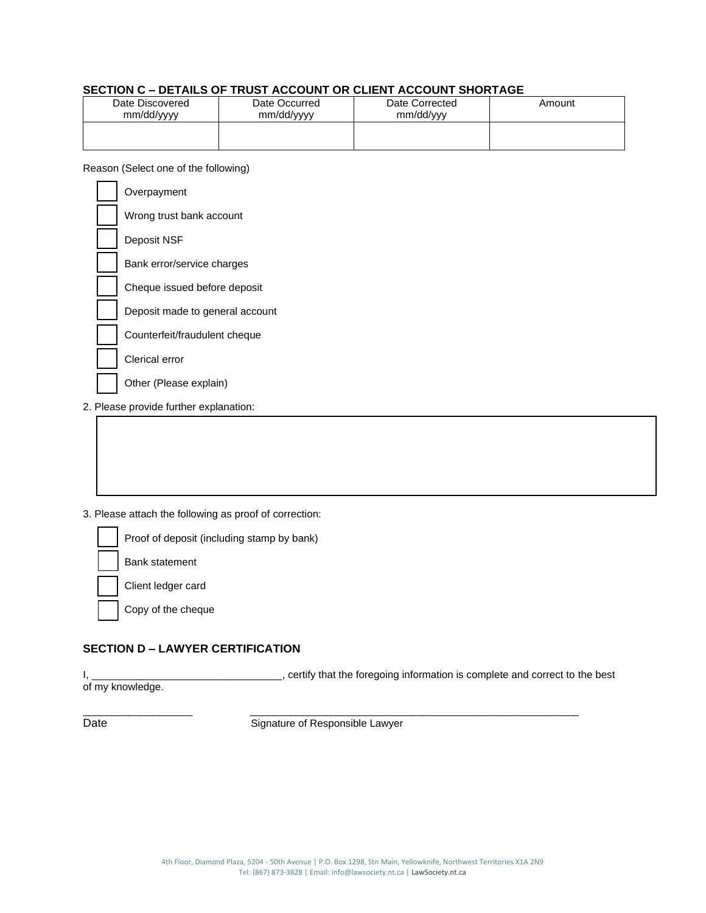## SECTION C – DETAILS OF TRUST ACCOUNT OR CLIENT ACCOUNT SHORTAGE

| Date Discovered mm/dd/yyyy | Date Occurred mm/dd/yyyy | Date Corrected mm/dd/yyy | Amount |
|---|---|---|---|
| | | | |

Reason (Select one of the following)

- ☐ Overpayment
- ☐ Wrong trust bank account
- ☐ Deposit NSF
- ☐ Bank error/service charges
- ☐ Cheque issued before deposit
- ☐ Deposit made to general account
- ☐ Counterfeit/fraudulent cheque
- ☐ Clerical error
- ☐ Other (Please explain)

2. Please provide further explanation:

3. Please attach the following as proof of correction:

- ☐ Proof of deposit (including stamp by bank)
- ☐ Bank statement
- ☐ Client ledger card
- ☐ Copy of the cheque

## SECTION D – LAWYER CERTIFICATION

I, ________________________________, certify that the foregoing information is complete and correct to the best of my knowledge.

__________________ Date

________________________________________________________ Signature of Responsible Lawyer

4th Floor, Diamond Plaza, 5204 - 50th Avenue | P.O. Box 1298, Stn Main, Yellowknife, Northwest Territories X1A 2N9
Tel: (867) 873-3828 | Email: info@lawsociety.nt.ca | LawSociety.nt.ca